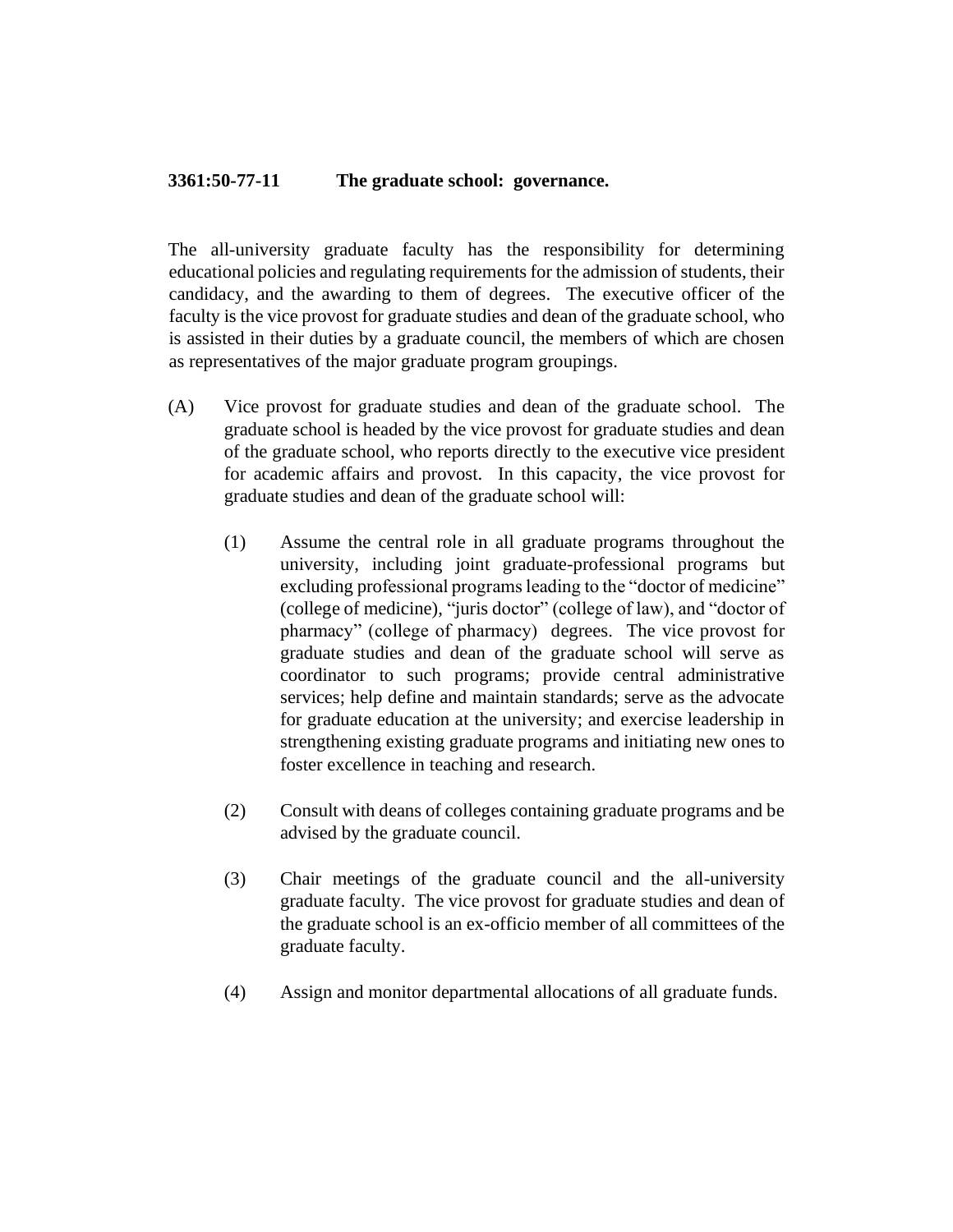**3361:50-77-11 The graduate school: governance.**

The all-university graduate faculty has the responsibility for determining educational policies and regulating requirements for the admission of students, their candidacy, and the awarding to them of degrees. The executive officer of the faculty is the vice provost for graduate studies and dean of the graduate school, who is assisted in their duties by a graduate council, the members of which are chosen as representatives of the major graduate program groupings.

(A) Vice provost for graduate studies and dean of the graduate school. The graduate school is headed by the vice provost for graduate studies and dean of the graduate school, who reports directly to the executive vice president for academic affairs and provost. In this capacity, the vice provost for graduate studies and dean of the graduate school will:

(1) Assume the central role in all graduate programs throughout the university, including joint graduate-professional programs but excluding professional programs leading to the "doctor of medicine" (college of medicine), "juris doctor" (college of law), and "doctor of pharmacy" (college of pharmacy) degrees. The vice provost for graduate studies and dean of the graduate school will serve as coordinator to such programs; provide central administrative services; help define and maintain standards; serve as the advocate for graduate education at the university; and exercise leadership in strengthening existing graduate programs and initiating new ones to foster excellence in teaching and research.

(2) Consult with deans of colleges containing graduate programs and be advised by the graduate council.

(3) Chair meetings of the graduate council and the all-university graduate faculty. The vice provost for graduate studies and dean of the graduate school is an ex-officio member of all committees of the graduate faculty.

(4) Assign and monitor departmental allocations of all graduate funds.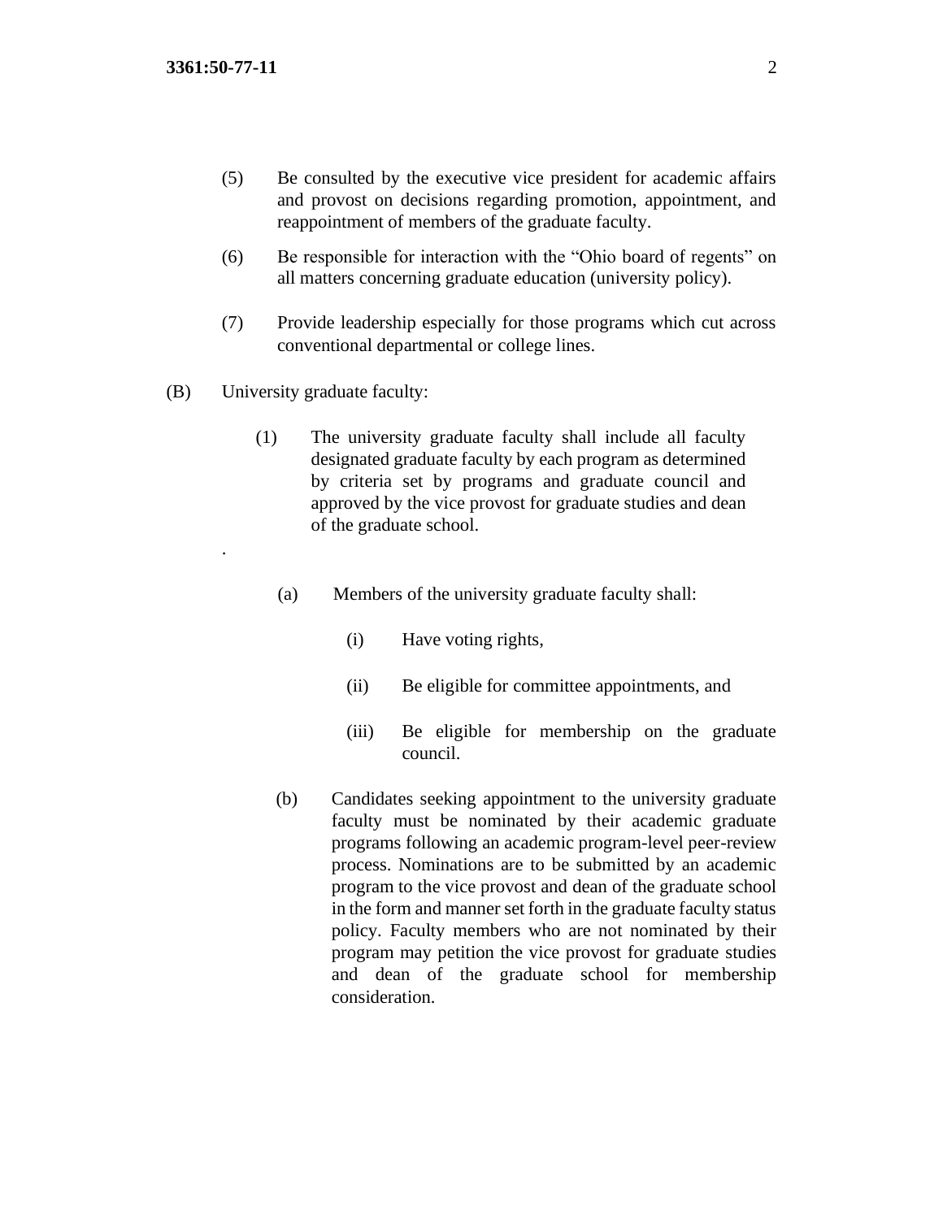(5) Be consulted by the executive vice president for academic affairs and provost on decisions regarding promotion, appointment, and reappointment of members of the graduate faculty.

(6) Be responsible for interaction with the "Ohio board of regents" on all matters concerning graduate education (university policy).

(7) Provide leadership especially for those programs which cut across conventional departmental or college lines.

(B) University graduate faculty:

(1) The university graduate faculty shall include all faculty designated graduate faculty by each program as determined by criteria set by programs and graduate council and approved by the vice provost for graduate studies and dean of the graduate school.

.

(a) Members of the university graduate faculty shall:

(i) Have voting rights,

(ii) Be eligible for committee appointments, and

(iii) Be eligible for membership on the graduate council.

(b) Candidates seeking appointment to the university graduate faculty must be nominated by their academic graduate programs following an academic program-level peer-review process. Nominations are to be submitted by an academic program to the vice provost and dean of the graduate school in the form and manner set forth in the graduate faculty status policy. Faculty members who are not nominated by their program may petition the vice provost for graduate studies and dean of the graduate school for membership consideration.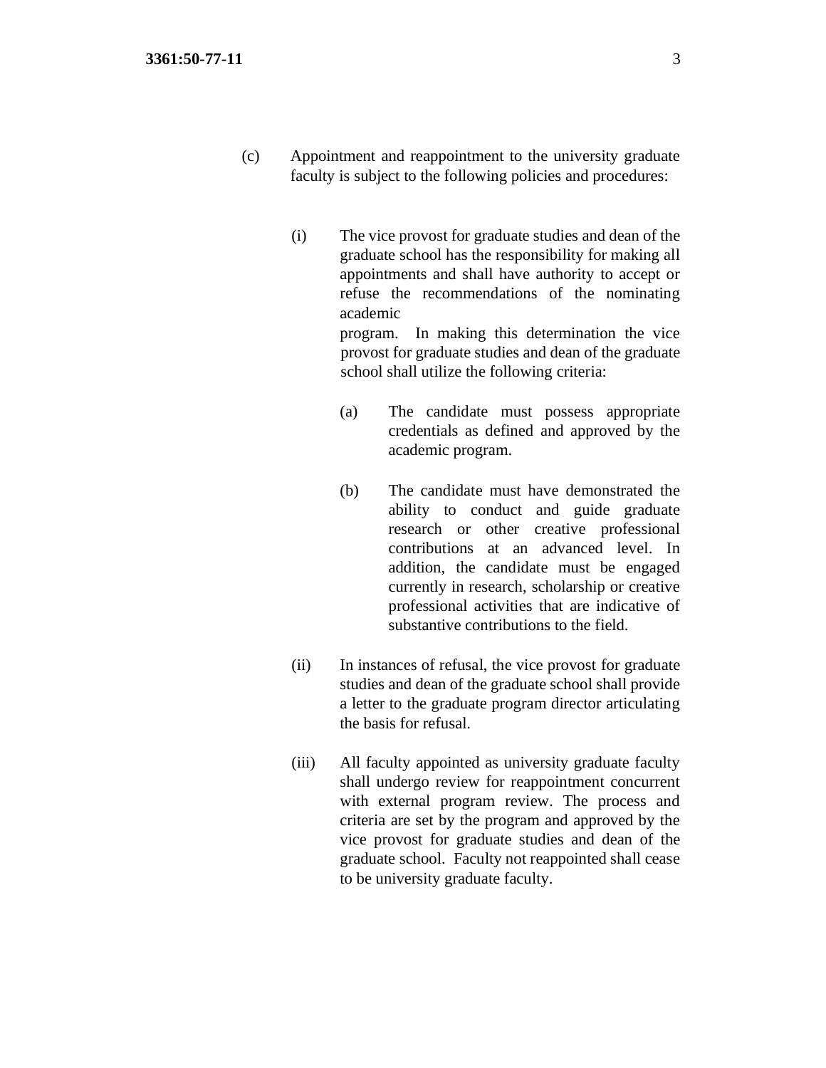(c) Appointment and reappointment to the university graduate faculty is subject to the following policies and procedures:

(i) The vice provost for graduate studies and dean of the graduate school has the responsibility for making all appointments and shall have authority to accept or refuse the recommendations of the nominating academic program. In making this determination the vice provost for graduate studies and dean of the graduate school shall utilize the following criteria:

(a) The candidate must possess appropriate credentials as defined and approved by the academic program.

(b) The candidate must have demonstrated the ability to conduct and guide graduate research or other creative professional contributions at an advanced level. In addition, the candidate must be engaged currently in research, scholarship or creative professional activities that are indicative of substantive contributions to the field.

(ii) In instances of refusal, the vice provost for graduate studies and dean of the graduate school shall provide a letter to the graduate program director articulating the basis for refusal.

(iii) All faculty appointed as university graduate faculty shall undergo review for reappointment concurrent with external program review. The process and criteria are set by the program and approved by the vice provost for graduate studies and dean of the graduate school. Faculty not reappointed shall cease to be university graduate faculty.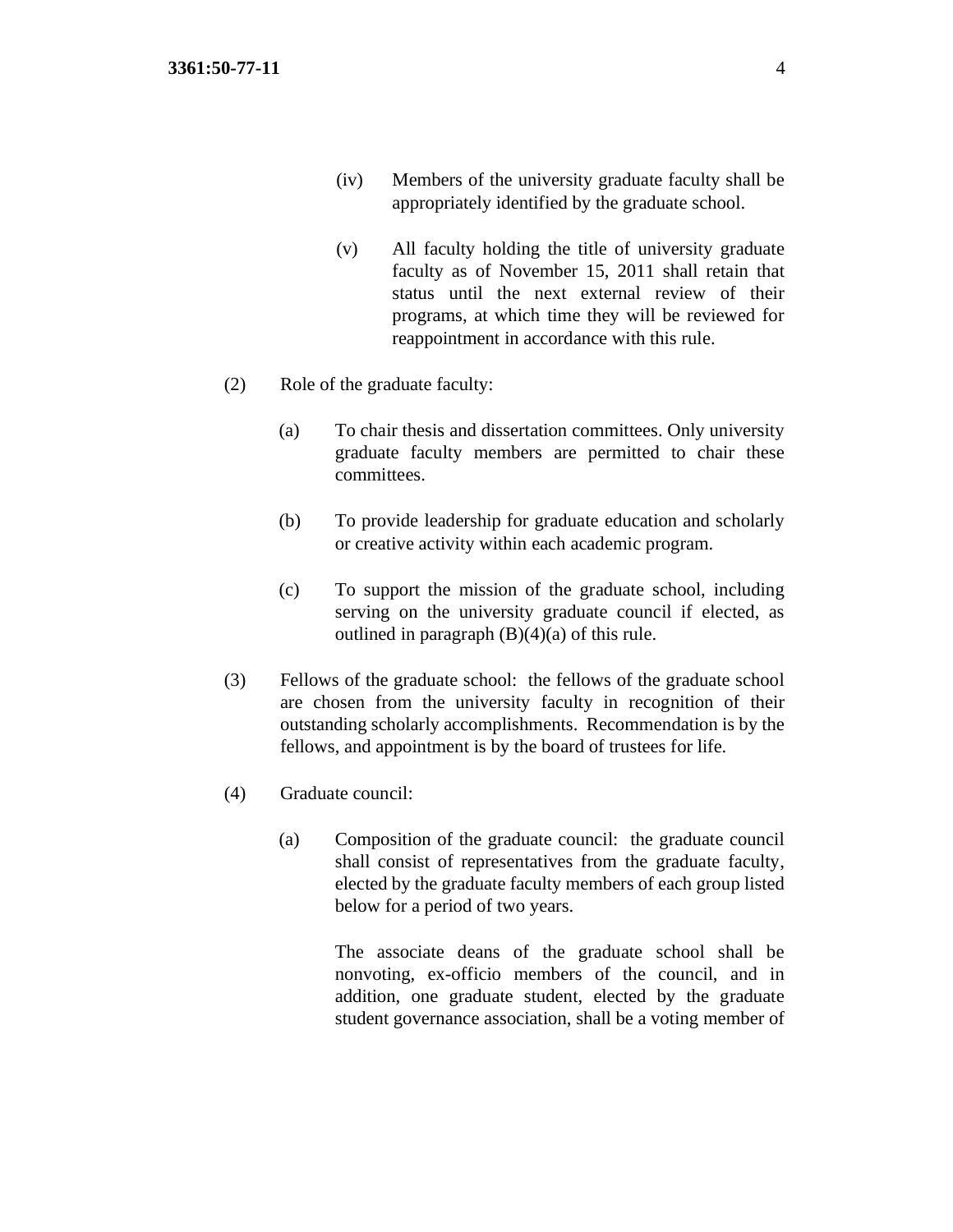(iv) Members of the university graduate faculty shall be appropriately identified by the graduate school.

(v) All faculty holding the title of university graduate faculty as of November 15, 2011 shall retain that status until the next external review of their programs, at which time they will be reviewed for reappointment in accordance with this rule.

(2) Role of the graduate faculty:

(a) To chair thesis and dissertation committees. Only university graduate faculty members are permitted to chair these committees.

(b) To provide leadership for graduate education and scholarly or creative activity within each academic program.

(c) To support the mission of the graduate school, including serving on the university graduate council if elected, as outlined in paragraph (B)(4)(a) of this rule.

(3) Fellows of the graduate school: the fellows of the graduate school are chosen from the university faculty in recognition of their outstanding scholarly accomplishments. Recommendation is by the fellows, and appointment is by the board of trustees for life.

(4) Graduate council:

(a) Composition of the graduate council: the graduate council shall consist of representatives from the graduate faculty, elected by the graduate faculty members of each group listed below for a period of two years.

The associate deans of the graduate school shall be nonvoting, ex-officio members of the council, and in addition, one graduate student, elected by the graduate student governance association, shall be a voting member of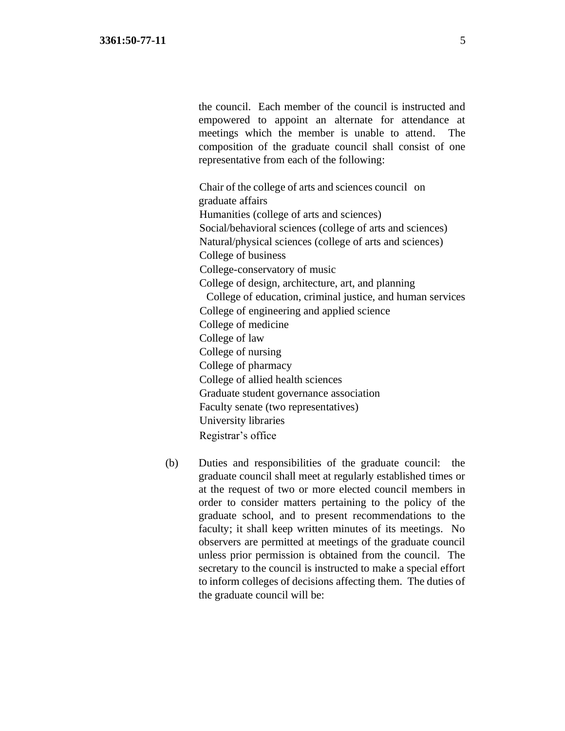the council. Each member of the council is instructed and empowered to appoint an alternate for attendance at meetings which the member is unable to attend. The composition of the graduate council shall consist of one representative from each of the following:

Chair of the college of arts and sciences council on graduate affairs
Humanities (college of arts and sciences)
Social/behavioral sciences (college of arts and sciences)
Natural/physical sciences (college of arts and sciences)
College of business
College-conservatory of music
College of design, architecture, art, and planning
College of education, criminal justice, and human services
College of engineering and applied science
College of medicine
College of law
College of nursing
College of pharmacy
College of allied health sciences
Graduate student governance association
Faculty senate (two representatives)
University libraries
Registrar's office

(b) Duties and responsibilities of the graduate council: the graduate council shall meet at regularly established times or at the request of two or more elected council members in order to consider matters pertaining to the policy of the graduate school, and to present recommendations to the faculty; it shall keep written minutes of its meetings. No observers are permitted at meetings of the graduate council unless prior permission is obtained from the council. The secretary to the council is instructed to make a special effort to inform colleges of decisions affecting them. The duties of the graduate council will be: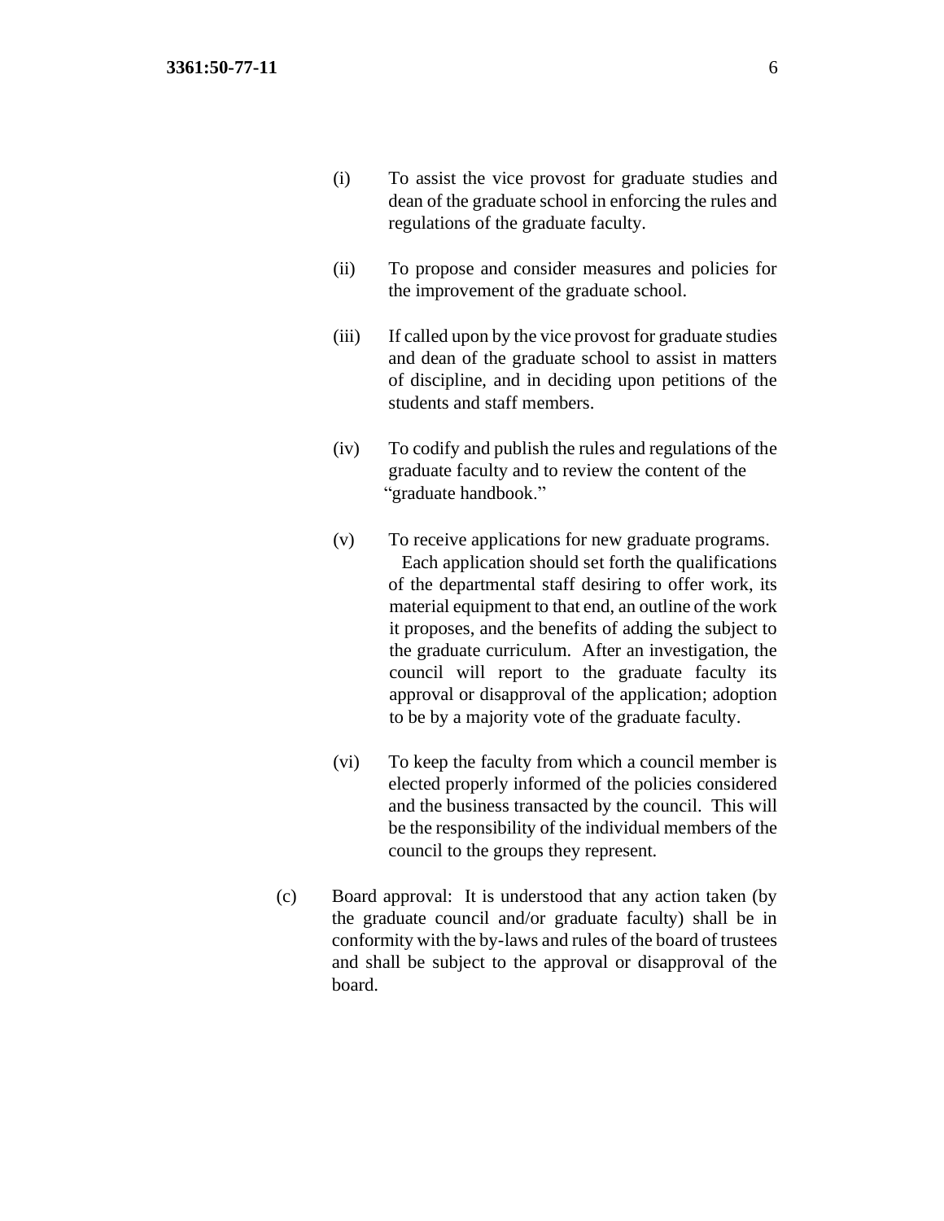(i) To assist the vice provost for graduate studies and dean of the graduate school in enforcing the rules and regulations of the graduate faculty.

(ii) To propose and consider measures and policies for the improvement of the graduate school.

(iii) If called upon by the vice provost for graduate studies and dean of the graduate school to assist in matters of discipline, and in deciding upon petitions of the students and staff members.

(iv) To codify and publish the rules and regulations of the graduate faculty and to review the content of the "graduate handbook."

(v) To receive applications for new graduate programs. Each application should set forth the qualifications of the departmental staff desiring to offer work, its material equipment to that end, an outline of the work it proposes, and the benefits of adding the subject to the graduate curriculum. After an investigation, the council will report to the graduate faculty its approval or disapproval of the application; adoption to be by a majority vote of the graduate faculty.

(vi) To keep the faculty from which a council member is elected properly informed of the policies considered and the business transacted by the council. This will be the responsibility of the individual members of the council to the groups they represent.

(c) Board approval: It is understood that any action taken (by the graduate council and/or graduate faculty) shall be in conformity with the by-laws and rules of the board of trustees and shall be subject to the approval or disapproval of the board.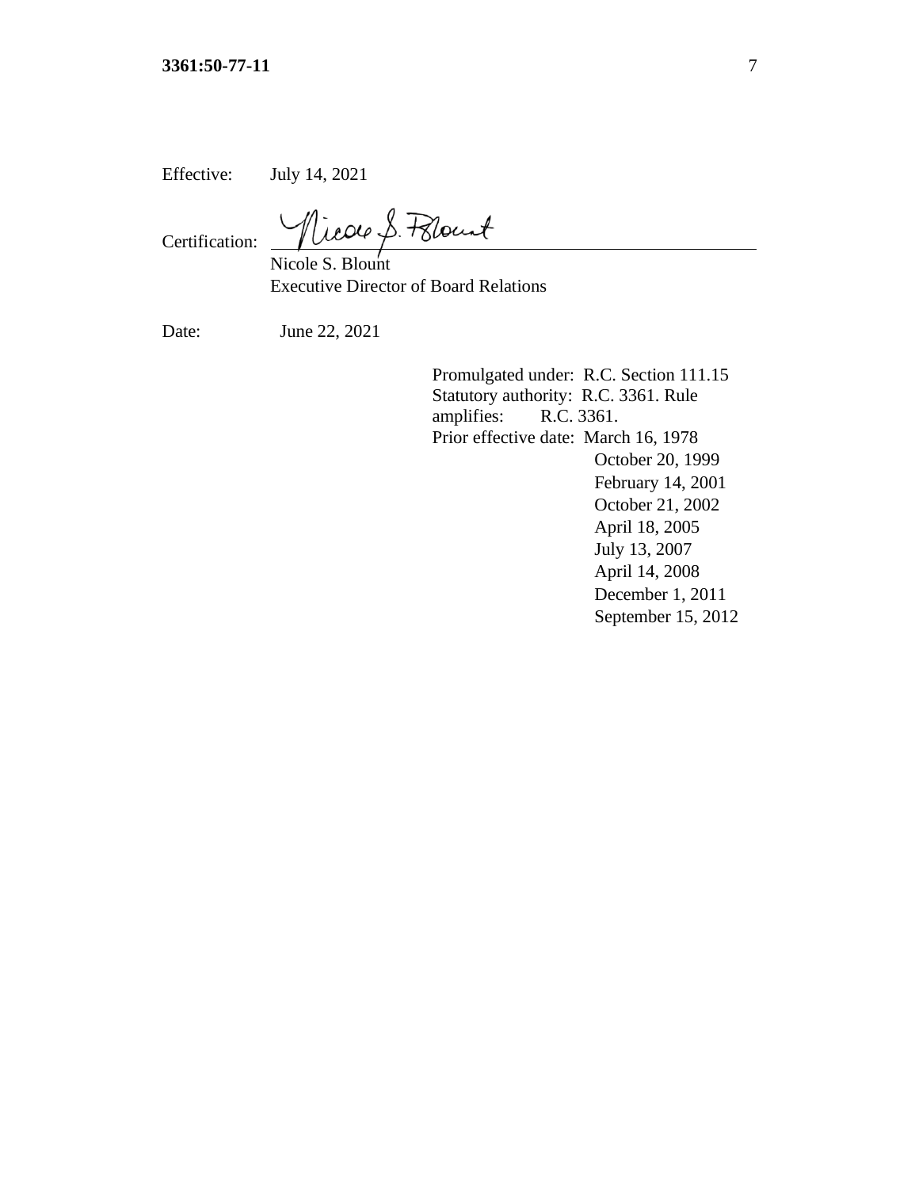Effective: July 14, 2021

Certification: Nicole S. Blount

Nicole S. Blount
Executive Director of Board Relations

Date: June 22, 2021

Promulgated under: R.C. Section 111.15
Statutory authority: R.C. 3361. Rule amplifies: R.C. 3361.
Prior effective date: March 16, 1978
October 20, 1999
February 14, 2001
October 21, 2002
April 18, 2005
July 13, 2007
April 14, 2008
December 1, 2011
September 15, 2012